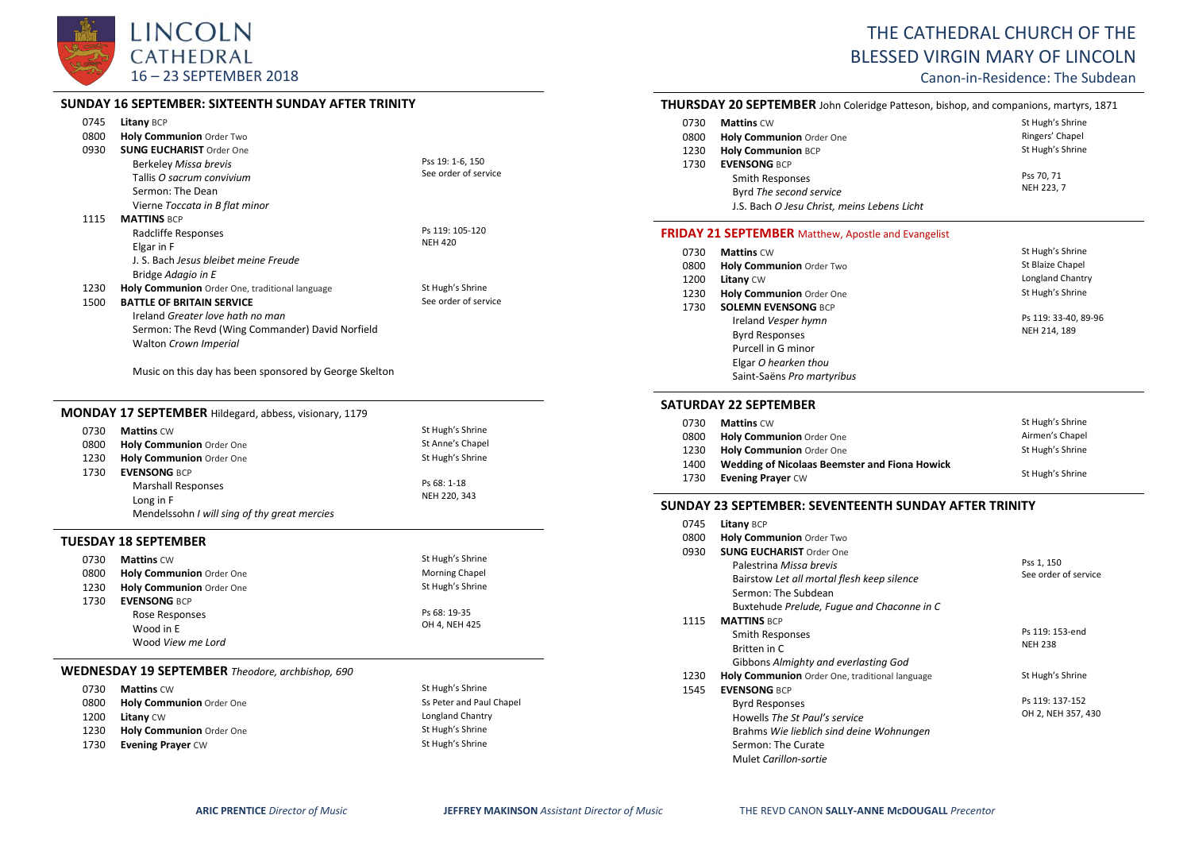# LINCOLN CATHEDRAL

16 – 23 SEPTEMBER 2018

# THE CATHEDRAL CHURCH OF THE BLESSED VIRGIN MARY OF LINCOLN

Canon-in-Residence: The Subdean

## SUNDAY 16 SEPTEMBER: SIXTEENTH SUNDAY AFTER TRINITY

| | | |
|---|---|---|
| 0745 | **Litany** BCP | |
| 0800 | **Holy Communion** Order Two | |
| 0930 | **SUNG EUCHARIST** Order One | |
| | Berkeley *Missa brevis* | Pss 19: 1-6, 150 |
| | Tallis *O sacrum convivium* | See order of service |
| | Sermon: The Dean | |
| | Vierne *Toccata in B flat minor* | |
| 1115 | **MATTINS** BCP | |
| | Radcliffe Responses | Ps 119: 105-120 |
| | Elgar in F | NEH 420 |
| | J. S. Bach *Jesus bleibet meine Freude* | |
| | Bridge *Adagio in E* | |
| 1230 | **Holy Communion** Order One, traditional language | St Hugh's Shrine |
| 1500 | **BATTLE OF BRITAIN SERVICE** | See order of service |
| | Ireland *Greater love hath no man* | |
| | Sermon: The Revd (Wing Commander) David Norfield | |
| | Walton *Crown Imperial* | |

Music on this day has been sponsored by George Skelton

## MONDAY 17 SEPTEMBER Hildegard, abbess, visionary, 1179

| | | |
|---|---|---|
| 0730 | **Mattins** CW | St Hugh's Shrine |
| 0800 | **Holy Communion** Order One | St Anne's Chapel |
| 1230 | **Holy Communion** Order One | St Hugh's Shrine |
| 1730 | **EVENSONG** BCP | |
| | Marshall Responses | Ps 68: 1-18 |
| | Long in F | NEH 220, 343 |
| | Mendelssohn *I will sing of thy great mercies* | |

## TUESDAY 18 SEPTEMBER

| | | |
|---|---|---|
| 0730 | **Mattins** CW | St Hugh's Shrine |
| 0800 | **Holy Communion** Order One | Morning Chapel |
| 1230 | **Holy Communion** Order One | St Hugh's Shrine |
| 1730 | **EVENSONG** BCP | |
| | Rose Responses | Ps 68: 19-35 |
| | Wood in E | OH 4, NEH 425 |
| | Wood *View me Lord* | |

## WEDNESDAY 19 SEPTEMBER *Theodore, archbishop, 690*

| | | |
|---|---|---|
| 0730 | **Mattins** CW | St Hugh's Shrine |
| 0800 | **Holy Communion** Order One | Ss Peter and Paul Chapel |
| 1200 | **Litany** CW | Longland Chantry |
| 1230 | **Holy Communion** Order One | St Hugh's Shrine |
| 1730 | **Evening Prayer** CW | St Hugh's Shrine |

## THURSDAY 20 SEPTEMBER John Coleridge Patteson, bishop, and companions, martyrs, 1871

| | | |
|---|---|---|
| 0730 | **Mattins** CW | St Hugh's Shrine |
| 0800 | **Holy Communion** Order One | Ringers' Chapel |
| 1230 | **Holy Communion** BCP | St Hugh's Shrine |
| 1730 | **EVENSONG** BCP | |
| | Smith Responses | Pss 70, 71 |
| | Byrd *The second service* | NEH 223, 7 |
| | J.S. Bach *O Jesu Christ, meins Lebens Licht* | |

## FRIDAY 21 SEPTEMBER Matthew, Apostle and Evangelist

| | | |
|---|---|---|
| 0730 | **Mattins** CW | St Hugh's Shrine |
| 0800 | **Holy Communion** Order Two | St Blaize Chapel |
| 1200 | **Litany** CW | Longland Chantry |
| 1230 | **Holy Communion** Order One | St Hugh's Shrine |
| 1730 | **SOLEMN EVENSONG** BCP | |
| | Ireland *Vesper hymn* | Ps 119: 33-40, 89-96 |
| | Byrd Responses | NEH 214, 189 |
| | Purcell in G minor | |
| | Elgar *O hearken thou* | |
| | Saint-Saëns *Pro martyribus* | |

## SATURDAY 22 SEPTEMBER

| | | |
|---|---|---|
| 0730 | **Mattins** CW | St Hugh's Shrine |
| 0800 | **Holy Communion** Order One | Airmen's Chapel |
| 1230 | **Holy Communion** Order One | St Hugh's Shrine |
| 1400 | **Wedding of Nicolaas Beemster and Fiona Howick** | |
| 1730 | **Evening Prayer** CW | St Hugh's Shrine |

## SUNDAY 23 SEPTEMBER: SEVENTEENTH SUNDAY AFTER TRINITY

| | | |
|---|---|---|
| 0745 | **Litany** BCP | |
| 0800 | **Holy Communion** Order Two | |
| 0930 | **SUNG EUCHARIST** Order One | |
| | Palestrina *Missa brevis* | Pss 1, 150 |
| | Bairstow *Let all mortal flesh keep silence* | See order of service |
| | Sermon: The Subdean | |
| | Buxtehude *Prelude, Fugue and Chaconne in C* | |
| 1115 | **MATTINS** BCP | |
| | Smith Responses | Ps 119: 153-end |
| | Britten in C | NEH 238 |
| | Gibbons *Almighty and everlasting God* | |
| 1230 | **Holy Communion** Order One, traditional language | St Hugh's Shrine |
| 1545 | **EVENSONG** BCP | |
| | Byrd Responses | Ps 119: 137-152 |
| | Howells *The St Paul's service* | OH 2, NEH 357, 430 |
| | Brahms *Wie lieblich sind deine Wohnungen* | |
| | Sermon: The Curate | |
| | Mulet *Carillon-sortie* | |

**ARIC PRENTICE** *Director of Music* **JEFFREY MAKINSON** *Assistant Director of Music* THE REVD CANON **SALLY-ANNE McDOUGALL** *Precentor*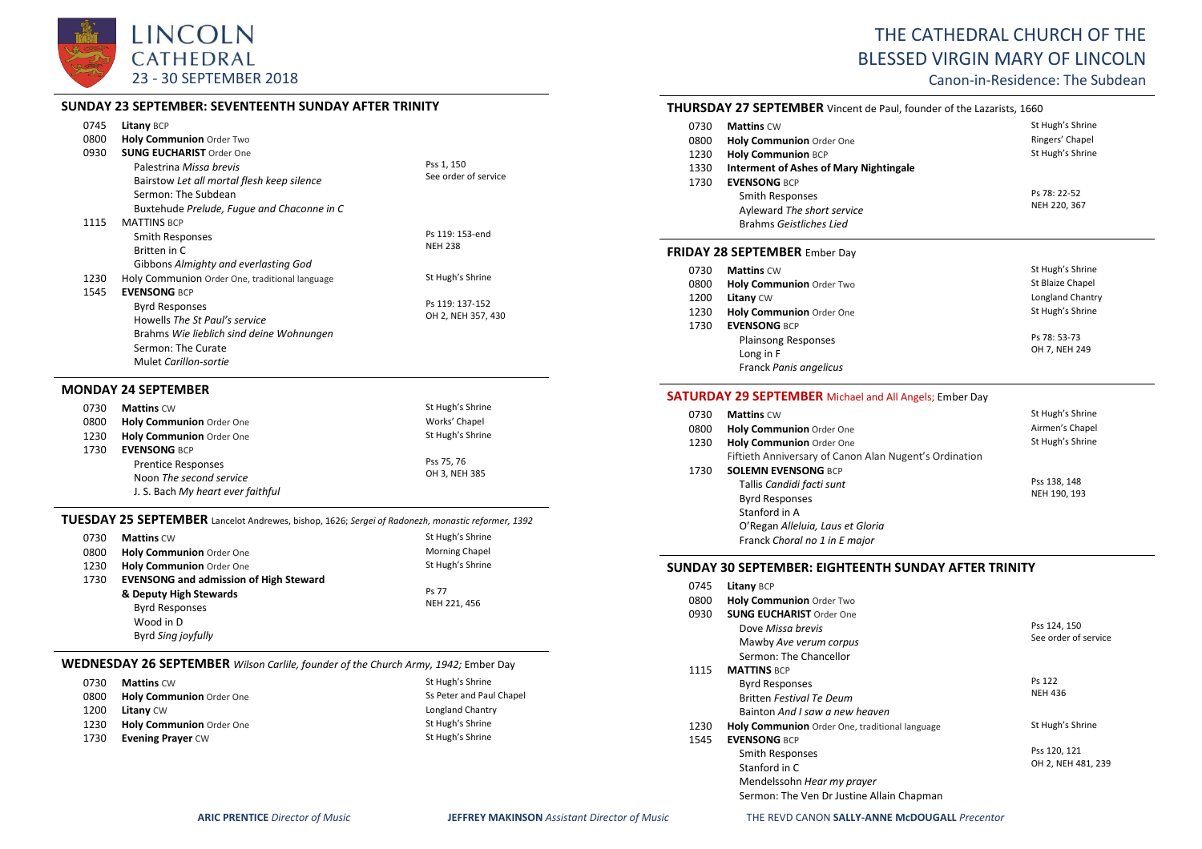# LINCOLN CATHEDRAL

23 - 30 SEPTEMBER 2018

# THE CATHEDRAL CHURCH OF THE BLESSED VIRGIN MARY OF LINCOLN

Canon-in-Residence: The Subdean

## SUNDAY 23 SEPTEMBER: SEVENTEENTH SUNDAY AFTER TRINITY

| | | |
|---|---|---|
| 0745 | **Litany** BCP | |
| 0800 | **Holy Communion** Order Two | |
| 0930 | **SUNG EUCHARIST** Order One | |
| | Palestrina *Missa brevis* | Pss 1, 150 |
| | Bairstow *Let all mortal flesh keep silence* | See order of service |
| | Sermon: The Subdean | |
| | Buxtehude *Prelude, Fugue and Chaconne in C* | |
| 1115 | **MATTINS** BCP | |
| | Smith Responses | Ps 119: 153-end |
| | Britten in C | NEH 238 |
| | Gibbons *Almighty and everlasting God* | |
| 1230 | Holy Communion Order One, traditional language | St Hugh's Shrine |
| 1545 | **EVENSONG** BCP | |
| | Byrd Responses | Ps 119: 137-152 |
| | Howells *The St Paul's service* | OH 2, NEH 357, 430 |
| | Brahms *Wie lieblich sind deine Wohnungen* | |
| | Sermon: The Curate | |
| | Mulet *Carillon-sortie* | |

## MONDAY 24 SEPTEMBER

| | | |
|---|---|---|
| 0730 | **Mattins** CW | St Hugh's Shrine |
| 0800 | **Holy Communion** Order One | Works' Chapel |
| 1230 | **Holy Communion** Order One | St Hugh's Shrine |
| 1730 | **EVENSONG** BCP | |
| | Prentice Responses | Pss 75, 76 |
| | Noon *The second service* | OH 3, NEH 385 |
| | J. S. Bach *My heart ever faithful* | |

## TUESDAY 25 SEPTEMBER Lancelot Andrewes, bishop, 1626; *Sergei of Radonezh, monastic reformer, 1392*

| | | |
|---|---|---|
| 0730 | **Mattins** CW | St Hugh's Shrine |
| 0800 | **Holy Communion** Order One | Morning Chapel |
| 1230 | **Holy Communion** Order One | St Hugh's Shrine |
| 1730 | **EVENSONG and admission of High Steward & Deputy High Stewards** | |
| | Byrd Responses | Ps 77 |
| | Wood in D | NEH 221, 456 |
| | Byrd *Sing joyfully* | |

## WEDNESDAY 26 SEPTEMBER *Wilson Carlile, founder of the Church Army, 1942;* Ember Day

| | | |
|---|---|---|
| 0730 | **Mattins** CW | St Hugh's Shrine |
| 0800 | **Holy Communion** Order One | Ss Peter and Paul Chapel |
| 1200 | **Litany** CW | Longland Chantry |
| 1230 | **Holy Communion** Order One | St Hugh's Shrine |
| 1730 | **Evening Prayer** CW | St Hugh's Shrine |

## THURSDAY 27 SEPTEMBER Vincent de Paul, founder of the Lazarists, 1660

| | | |
|---|---|---|
| 0730 | **Mattins** CW | St Hugh's Shrine |
| 0800 | **Holy Communion** Order One | Ringers' Chapel |
| 1230 | **Holy Communion** BCP | St Hugh's Shrine |
| 1330 | **Interment of Ashes of Mary Nightingale** | |
| 1730 | **EVENSONG** BCP | |
| | Smith Responses | Ps 78: 22-52 |
| | Ayleward *The short service* | NEH 220, 367 |
| | Brahms *Geistliches Lied* | |

## FRIDAY 28 SEPTEMBER Ember Day

| | | |
|---|---|---|
| 0730 | **Mattins** CW | St Hugh's Shrine |
| 0800 | **Holy Communion** Order Two | St Blaize Chapel |
| 1200 | **Litany** CW | Longland Chantry |
| 1230 | **Holy Communion** Order One | St Hugh's Shrine |
| 1730 | **EVENSONG** BCP | |
| | Plainsong Responses | Ps 78: 53-73 |
| | Long in F | OH 7, NEH 249 |
| | Franck *Panis angelicus* | |

## SATURDAY 29 SEPTEMBER Michael and All Angels; Ember Day

| | | |
|---|---|---|
| 0730 | **Mattins** CW | St Hugh's Shrine |
| 0800 | **Holy Communion** Order One | Airmen's Chapel |
| 1230 | **Holy Communion** Order One | St Hugh's Shrine |
| | Fiftieth Anniversary of Canon Alan Nugent's Ordination | |
| 1730 | **SOLEMN EVENSONG** BCP | |
| | Tallis *Candidi facti sunt* | Pss 138, 148 |
| | Byrd Responses | NEH 190, 193 |
| | Stanford in A | |
| | O'Regan *Alleluia, Laus et Gloria* | |
| | Franck *Choral no 1 in E major* | |

## SUNDAY 30 SEPTEMBER: EIGHTEENTH SUNDAY AFTER TRINITY

| | | |
|---|---|---|
| 0745 | **Litany** BCP | |
| 0800 | **Holy Communion** Order Two | |
| 0930 | **SUNG EUCHARIST** Order One | |
| | Dove *Missa brevis* | Pss 124, 150 |
| | Mawby *Ave verum corpus* | See order of service |
| | Sermon: The Chancellor | |
| 1115 | **MATTINS** BCP | |
| | Byrd Responses | Ps 122 |
| | Britten *Festival Te Deum* | NEH 436 |
| | Bainton *And I saw a new heaven* | |
| 1230 | **Holy Communion** Order One, traditional language | St Hugh's Shrine |
| 1545 | **EVENSONG** BCP | |
| | Smith Responses | Pss 120, 121 |
| | Stanford in C | OH 2, NEH 481, 239 |
| | Mendelssohn *Hear my prayer* | |
| | Sermon: The Ven Dr Justine Allain Chapman | |

**ARIC PRENTICE** *Director of Music* | **JEFFREY MAKINSON** *Assistant Director of Music* | THE REVD CANON **SALLY-ANNE McDOUGALL** *Precentor*